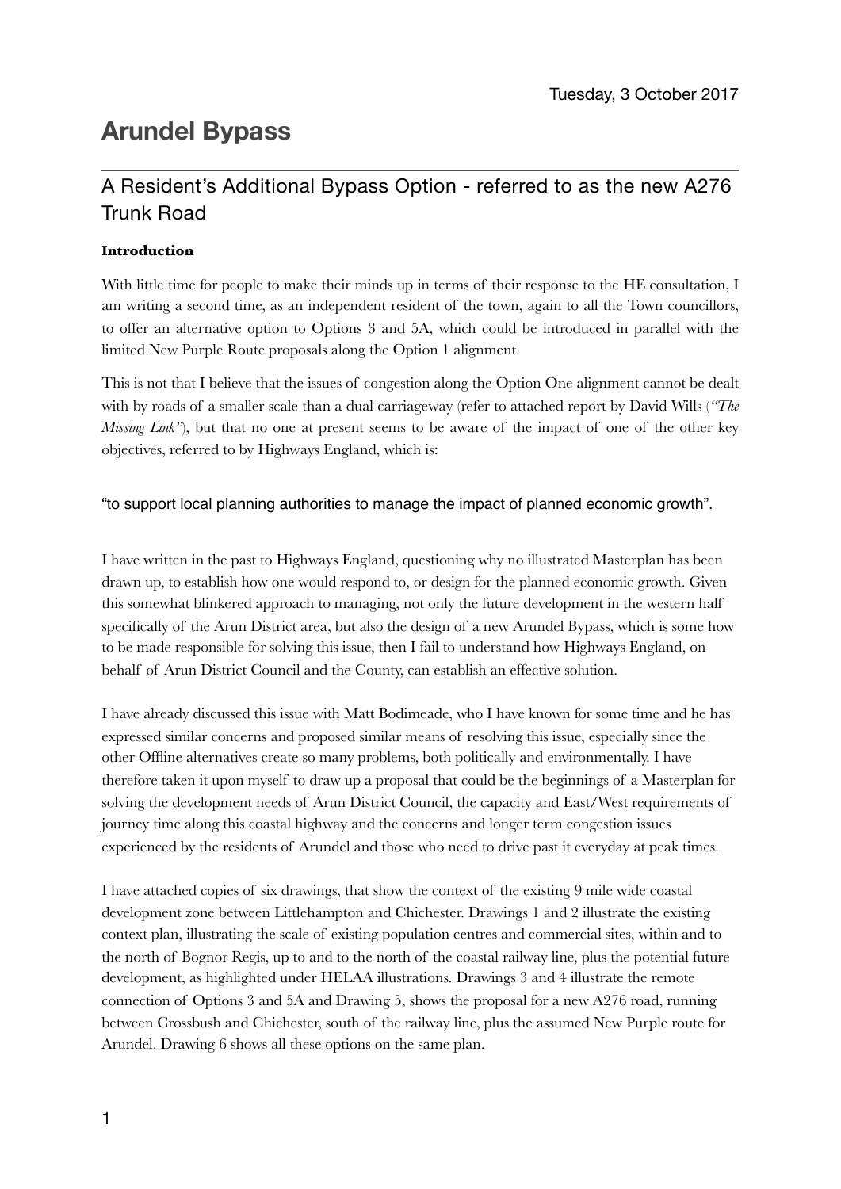Tuesday, 3 October 2017

# Arundel Bypass

## A Resident's Additional Bypass Option - referred to as the new A276 Trunk Road

**Introduction**

With little time for people to make their minds up in terms of their response to the HE consultation, I am writing a second time, as an independent resident of the town, again to all the Town councillors, to offer an alternative option to Options 3 and 5A, which could be introduced in parallel with the limited New Purple Route proposals along the Option 1 alignment.

This is not that I believe that the issues of congestion along the Option One alignment cannot be dealt with by roads of a smaller scale than a dual carriageway (refer to attached report by David Wills (*"The Missing Link"*), but that no one at present seems to be aware of the impact of one of the other key objectives, referred to by Highways England, which is:

"to support local planning authorities to manage the impact of planned economic growth".

I have written in the past to Highways England, questioning why no illustrated Masterplan has been drawn up, to establish how one would respond to, or design for the planned economic growth. Given this somewhat blinkered approach to managing, not only the future development in the western half specifically of the Arun District area, but also the design of a new Arundel Bypass, which is some how to be made responsible for solving this issue, then I fail to understand how Highways England, on behalf of Arun District Council and the County, can establish an effective solution.

I have already discussed this issue with Matt Bodimeade, who I have known for some time and he has expressed similar concerns and proposed similar means of resolving this issue, especially since the other Offline alternatives create so many problems, both politically and environmentally. I have therefore taken it upon myself to draw up a proposal that could be the beginnings of a Masterplan for solving the development needs of Arun District Council, the capacity and East/West requirements of journey time along this coastal highway and the concerns and longer term congestion issues experienced by the residents of Arundel and those who need to drive past it everyday at peak times.

I have attached copies of six drawings, that show the context of the existing 9 mile wide coastal development zone between Littlehampton and Chichester. Drawings 1 and 2 illustrate the existing context plan, illustrating the scale of existing population centres and commercial sites, within and to the north of Bognor Regis, up to and to the north of the coastal railway line, plus the potential future development, as highlighted under HELAA illustrations. Drawings 3 and 4 illustrate the remote connection of Options 3 and 5A and Drawing 5, shows the proposal for a new A276 road, running between Crossbush and Chichester, south of the railway line, plus the assumed New Purple route for Arundel. Drawing 6 shows all these options on the same plan.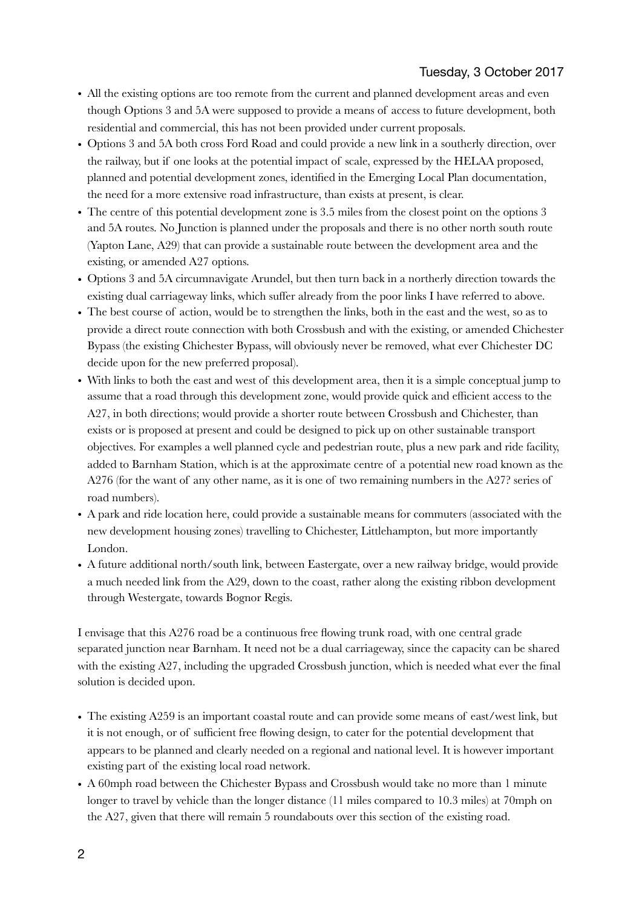- All the existing options are too remote from the current and planned development areas and even though Options 3 and 5A were supposed to provide a means of access to future development, both residential and commercial, this has not been provided under current proposals.
- Options 3 and 5A both cross Ford Road and could provide a new link in a southerly direction, over the railway, but if one looks at the potential impact of scale, expressed by the HELAA proposed, planned and potential development zones, identified in the Emerging Local Plan documentation, the need for a more extensive road infrastructure, than exists at present, is clear.
- The centre of this potential development zone is 3.5 miles from the closest point on the options 3 and 5A routes. No Junction is planned under the proposals and there is no other north south route (Yapton Lane, A29) that can provide a sustainable route between the development area and the existing, or amended A27 options.
- Options 3 and 5A circumnavigate Arundel, but then turn back in a northerly direction towards the existing dual carriageway links, which suffer already from the poor links I have referred to above.
- The best course of action, would be to strengthen the links, both in the east and the west, so as to provide a direct route connection with both Crossbush and with the existing, or amended Chichester Bypass (the existing Chichester Bypass, will obviously never be removed, what ever Chichester DC decide upon for the new preferred proposal).
- With links to both the east and west of this development area, then it is a simple conceptual jump to assume that a road through this development zone, would provide quick and efficient access to the A27, in both directions; would provide a shorter route between Crossbush and Chichester, than exists or is proposed at present and could be designed to pick up on other sustainable transport objectives. For examples a well planned cycle and pedestrian route, plus a new park and ride facility, added to Barnham Station, which is at the approximate centre of a potential new road known as the A276 (for the want of any other name, as it is one of two remaining numbers in the A27? series of road numbers).
- A park and ride location here, could provide a sustainable means for commuters (associated with the new development housing zones) travelling to Chichester, Littlehampton, but more importantly London.
- A future additional north/south link, between Eastergate, over a new railway bridge, would provide a much needed link from the A29, down to the coast, rather along the existing ribbon development through Westergate, towards Bognor Regis.

I envisage that this A276 road be a continuous free flowing trunk road, with one central grade separated junction near Barnham. It need not be a dual carriageway, since the capacity can be shared with the existing A27, including the upgraded Crossbush junction, which is needed what ever the final solution is decided upon.

- The existing A259 is an important coastal route and can provide some means of east/west link, but it is not enough, or of sufficient free flowing design, to cater for the potential development that appears to be planned and clearly needed on a regional and national level. It is however important existing part of the existing local road network.
- A 60mph road between the Chichester Bypass and Crossbush would take no more than 1 minute longer to travel by vehicle than the longer distance (11 miles compared to 10.3 miles) at 70mph on the A27, given that there will remain 5 roundabouts over this section of the existing road.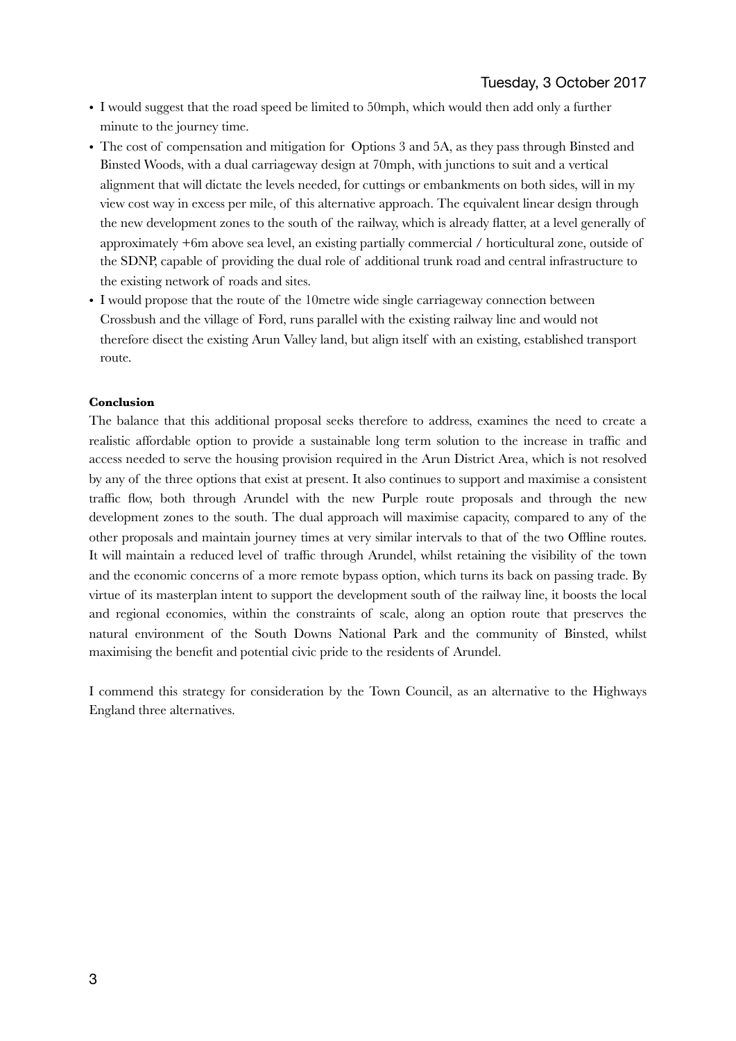- I would suggest that the road speed be limited to 50mph, which would then add only a further minute to the journey time.
- The cost of compensation and mitigation for Options 3 and 5A, as they pass through Binsted and Binsted Woods, with a dual carriageway design at 70mph, with junctions to suit and a vertical alignment that will dictate the levels needed, for cuttings or embankments on both sides, will in my view cost way in excess per mile, of this alternative approach. The equivalent linear design through the new development zones to the south of the railway, which is already flatter, at a level generally of approximately +6m above sea level, an existing partially commercial / horticultural zone, outside of the SDNP, capable of providing the dual role of additional trunk road and central infrastructure to the existing network of roads and sites.
- I would propose that the route of the 10metre wide single carriageway connection between Crossbush and the village of Ford, runs parallel with the existing railway line and would not therefore disect the existing Arun Valley land, but align itself with an existing, established transport route.

**Conclusion**

The balance that this additional proposal seeks therefore to address, examines the need to create a realistic affordable option to provide a sustainable long term solution to the increase in traffic and access needed to serve the housing provision required in the Arun District Area, which is not resolved by any of the three options that exist at present. It also continues to support and maximise a consistent traffic flow, both through Arundel with the new Purple route proposals and through the new development zones to the south. The dual approach will maximise capacity, compared to any of the other proposals and maintain journey times at very similar intervals to that of the two Offline routes. It will maintain a reduced level of traffic through Arundel, whilst retaining the visibility of the town and the economic concerns of a more remote bypass option, which turns its back on passing trade. By virtue of its masterplan intent to support the development south of the railway line, it boosts the local and regional economies, within the constraints of scale, along an option route that preserves the natural environment of the South Downs National Park and the community of Binsted, whilst maximising the benefit and potential civic pride to the residents of Arundel.

I commend this strategy for consideration by the Town Council, as an alternative to the Highways England three alternatives.